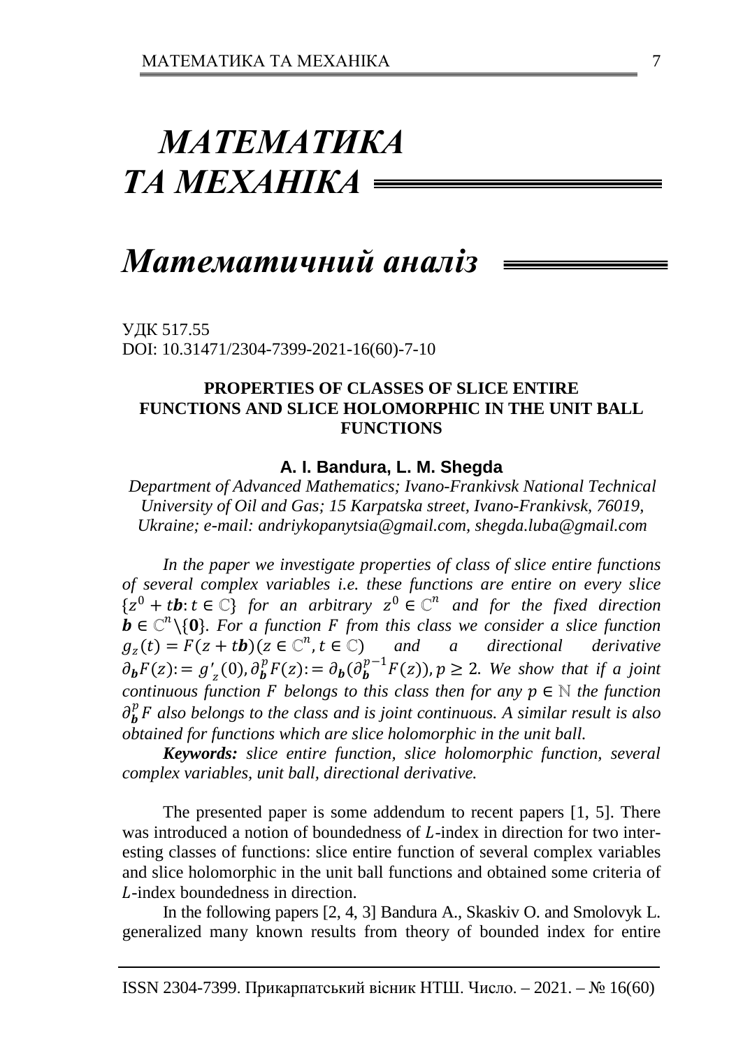# *МАТЕМАТИКА ТА МЕХАНІКА*

## *Математичний аналіз*

УДК 517.55
DOI: 10.31471/2304-7399-2021-16(60)-7-10

### PROPERTIES OF CLASSES OF SLICE ENTIRE FUNCTIONS AND SLICE HOLOMORPHIC IN THE UNIT BALL FUNCTIONS

**A. I. Bandura, L. M. Shegda**

*Department of Advanced Mathematics; Ivano-Frankivsk National Technical University of Oil and Gas; 15 Karpatska street, Ivano-Frankivsk, 76019, Ukraine; e-mail: andriykopanytsia@gmail.com, shegda.luba@gmail.com*

*In the paper we investigate properties of class of slice entire functions of several complex variables i.e. these functions are entire on every slice $\{z^0 + t\mathbf{b}: t \in \mathbb{C}\}$ for an arbitrary $z^0 \in \mathbb{C}^n$ and for the fixed direction $\mathbf{b} \in \mathbb{C}^n \setminus \{\mathbf{0}\}$. For a function $F$ from this class we consider a slice function $g_z(t) = F(z + t\mathbf{b})(z \in \mathbb{C}^n, t \in \mathbb{C})$ and a directional derivative $\partial_{\mathbf{b}} F(z) := g'_z(0), \partial_{\mathbf{b}}^p F(z) := \partial_{\mathbf{b}}(\partial_{\mathbf{b}}^{p-1} F(z)), p \geq 2$. We show that if a joint continuous function $F$ belongs to this class then for any $p \in \mathbb{N}$ the function $\partial_{\mathbf{b}}^p F$ also belongs to the class and is joint continuous. A similar result is also obtained for functions which are slice holomorphic in the unit ball.*

***Keywords:*** *slice entire function, slice holomorphic function, several complex variables, unit ball, directional derivative.*

The presented paper is some addendum to recent papers [1, 5]. There was introduced a notion of boundedness of $L$-index in direction for two interesting classes of functions: slice entire function of several complex variables and slice holomorphic in the unit ball functions and obtained some criteria of $L$-index boundedness in direction.

In the following papers [2, 4, 3] Bandura A., Skaskiv O. and Smolovyk L. generalized many known results from theory of bounded index for entire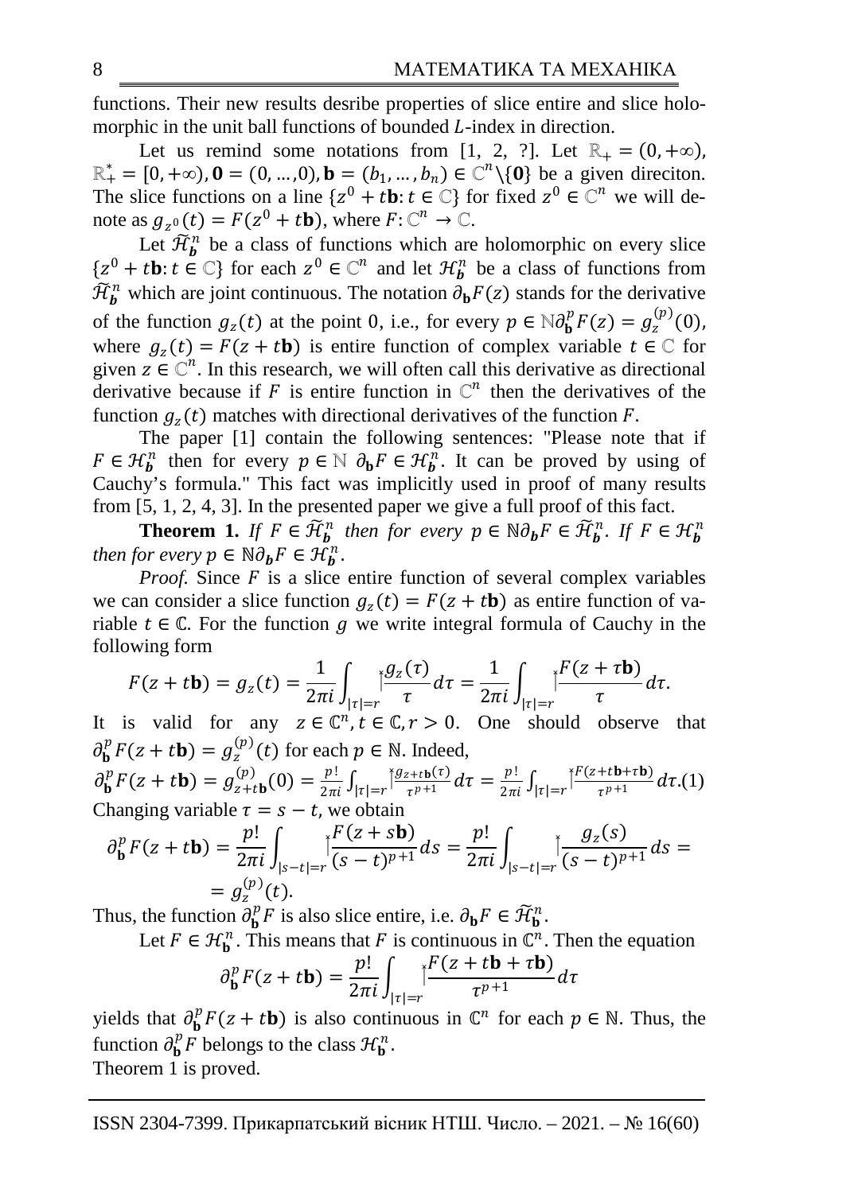functions. Their new results desribe properties of slice entire and slice holomorphic in the unit ball functions of bounded $L$-index in direction.

Let us remind some notations from [1, 2, ?]. Let $\mathbb{R}_+ = (0, +\infty)$, $\mathbb{R}_+^* = [0, +\infty)$, $\mathbf{0} = (0, \dots, 0)$, $\mathbf{b} = (b_1, \dots, b_n) \in \mathbb{C}^n \setminus \{\mathbf{0}\}$ be a given direciton. The slice functions on a line $\{z^0 + t\mathbf{b}: t \in \mathbb{C}\}$ for fixed $z^0 \in \mathbb{C}^n$ we will denote as $g_{z^0}(t) = F(z^0 + t\mathbf{b})$, where $F: \mathbb{C}^n \to \mathbb{C}$.

Let $\widetilde{\mathcal{H}}_{\boldsymbol{b}}^n$ be a class of functions which are holomorphic on every slice $\{z^0 + t\mathbf{b}: t \in \mathbb{C}\}$ for each $z^0 \in \mathbb{C}^n$ and let $\mathcal{H}_{\boldsymbol{b}}^n$ be a class of functions from $\widetilde{\mathcal{H}}_{\boldsymbol{b}}^n$ which are joint continuous. The notation $\partial_{\mathbf{b}} F(z)$ stands for the derivative of the function $g_z(t)$ at the point 0, i.e., for every $p \in \mathbb{N} \partial_{\mathbf{b}}^p F(z) = g_z^{(p)}(0)$, where $g_z(t) = F(z + t\mathbf{b})$ is entire function of complex variable $t \in \mathbb{C}$ for given $z \in \mathbb{C}^n$. In this research, we will often call this derivative as directional derivative because if $F$ is entire function in $\mathbb{C}^n$ then the derivatives of the function $g_z(t)$ matches with directional derivatives of the function $F$.

The paper [1] contain the following sentences: "Please note that if $F \in \mathcal{H}_{\boldsymbol{b}}^n$ then for every $p \in \mathbb{N}$ $\partial_{\mathbf{b}} F \in \mathcal{H}_{\boldsymbol{b}}^n$. It can be proved by using of Cauchy's formula." This fact was implicitly used in proof of many results from [5, 1, 2, 4, 3]. In the presented paper we give a full proof of this fact.

**Theorem 1.** *If $F \in \widetilde{\mathcal{H}}_{\boldsymbol{b}}^n$ then for every $p \in \mathbb{N} \partial_{\boldsymbol{b}} F \in \widetilde{\mathcal{H}}_{\boldsymbol{b}}^n$. If $F \in \mathcal{H}_{\boldsymbol{b}}^n$ then for every $p \in \mathbb{N} \partial_{\boldsymbol{b}} F \in \mathcal{H}_{\boldsymbol{b}}^n$.*

*Proof.* Since $F$ is a slice entire function of several complex variables we can consider a slice function $g_z(t) = F(z + t\mathbf{b})$ as entire function of variable $t \in \mathbb{C}$. For the function $g$ we write integral formula of Cauchy in the following form

$$F(z + t\mathbf{b}) = g_z(t) = \frac{1}{2\pi i} \int_{|\tau|=r} \frac{g_z(\tau)}{\tau} d\tau = \frac{1}{2\pi i} \int_{|\tau|=r} \frac{F(z + \tau\mathbf{b})}{\tau} d\tau.$$

It is valid for any $z \in \mathbb{C}^n, t \in \mathbb{C}, r > 0$. One should observe that $\partial_{\mathbf{b}}^p F(z + t\mathbf{b}) = g_z^{(p)}(t)$ for each $p \in \mathbb{N}$. Indeed,

$$\partial_{\mathbf{b}}^p F(z + t\mathbf{b}) = g_{z+t\mathbf{b}}^{(p)}(0) = \frac{p!}{2\pi i} \int_{|\tau|=r} \frac{g_{z+t\mathbf{b}}(\tau)}{\tau^{p+1}} d\tau = \frac{p!}{2\pi i} \int_{|\tau|=r} \frac{F(z+t\mathbf{b}+\tau\mathbf{b})}{\tau^{p+1}} d\tau. \quad (1)$$

Changing variable $\tau = s - t$, we obtain

$$\partial_{\mathbf{b}}^p F(z + t\mathbf{b}) = \frac{p!}{2\pi i} \int_{|s-t|=r} \frac{F(z + s\mathbf{b})}{(s-t)^{p+1}} ds = \frac{p!}{2\pi i} \int_{|s-t|=r} \frac{g_z(s)}{(s-t)^{p+1}} ds = g_z^{(p)}(t).$$

Thus, the function $\partial_{\mathbf{b}}^p F$ is also slice entire, i.e. $\partial_{\mathbf{b}} F \in \widetilde{\mathcal{H}}_{\mathbf{b}}^n$.

Let $F \in \mathcal{H}_{\mathbf{b}}^n$. This means that $F$ is continuous in $\mathbb{C}^n$. Then the equation

$$\partial_{\mathbf{b}}^p F(z + t\mathbf{b}) = \frac{p!}{2\pi i} \int_{|\tau|=r} \frac{F(z + t\mathbf{b} + \tau\mathbf{b})}{\tau^{p+1}} d\tau$$

yields that $\partial_{\mathbf{b}}^p F(z + t\mathbf{b})$ is also continuous in $\mathbb{C}^n$ for each $p \in \mathbb{N}$. Thus, the function $\partial_{\mathbf{b}}^p F$ belongs to the class $\mathcal{H}_{\mathbf{b}}^n$.

Theorem 1 is proved.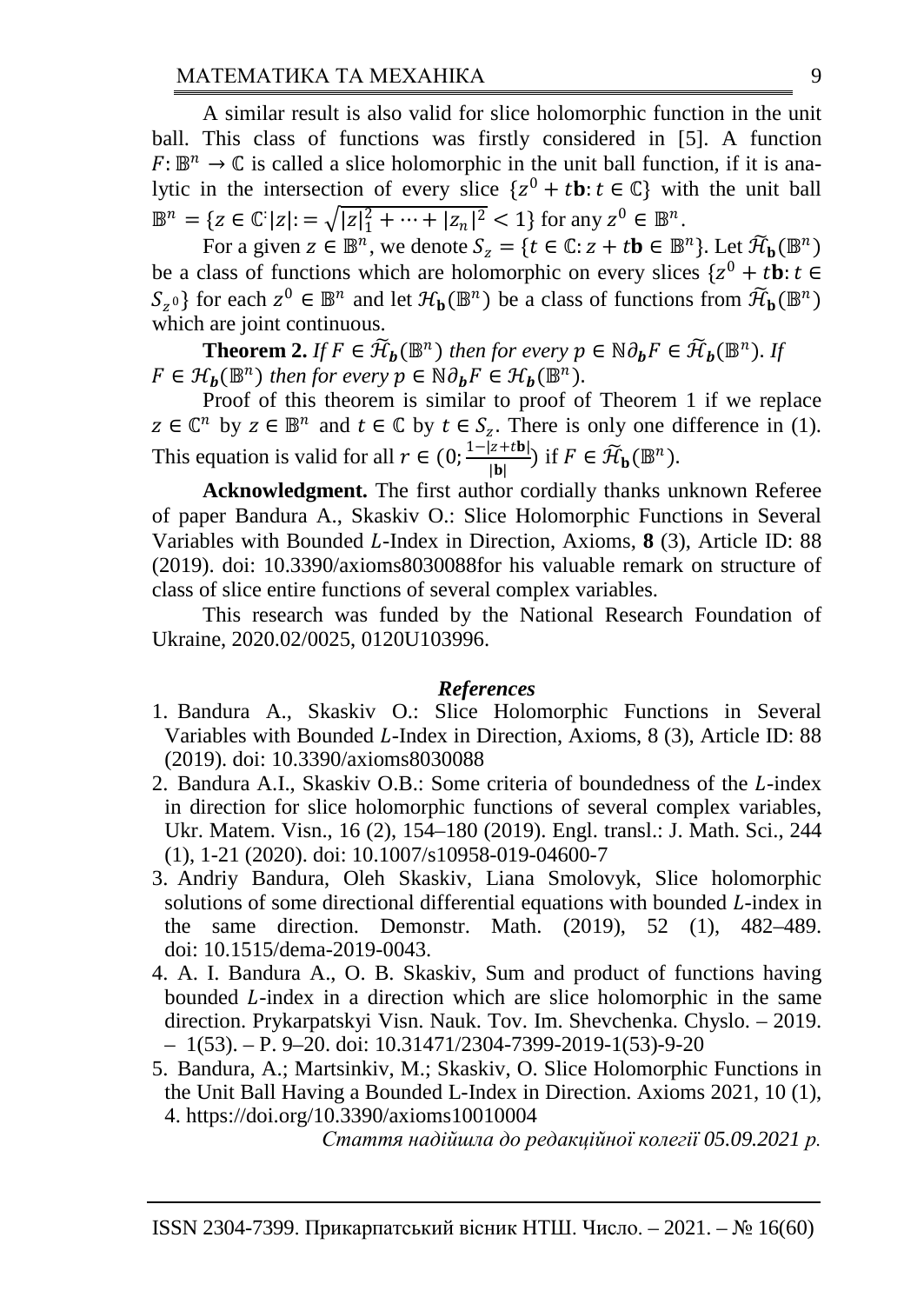A similar result is also valid for slice holomorphic function in the unit ball. This class of functions was firstly considered in [5]. A function $F: \mathbb{B}^n \to \mathbb{C}$ is called a slice holomorphic in the unit ball function, if it is analytic in the intersection of every slice $\{z^0 + t\mathbf{b}: t \in \mathbb{C}\}$ with the unit ball $\mathbb{B}^n = \{z \in \mathbb{C}^{\cdot}|z|:= \sqrt{|z|_1^2 + \cdots + |z_n|^2} < 1\}$ for any $z^0 \in \mathbb{B}^n$.

For a given $z \in \mathbb{B}^n$, we denote $S_z = \{t \in \mathbb{C}: z + t\mathbf{b} \in \mathbb{B}^n\}$. Let $\widetilde{\mathcal{H}}_{\mathbf{b}}(\mathbb{B}^n)$ be a class of functions which are holomorphic on every slices $\{z^0 + t\mathbf{b}: t \in S_{z^0}\}$ for each $z^0 \in \mathbb{B}^n$ and let $\mathcal{H}_{\mathbf{b}}(\mathbb{B}^n)$ be a class of functions from $\widetilde{\mathcal{H}}_{\mathbf{b}}(\mathbb{B}^n)$ which are joint continuous.

**Theorem 2.** *If $F \in \widetilde{\mathcal{H}}_{\boldsymbol{b}}(\mathbb{B}^n)$ then for every $p \in \mathbb{N} \partial_{\boldsymbol{b}} F \in \widetilde{\mathcal{H}}_{\boldsymbol{b}}(\mathbb{B}^n)$. If $F \in \mathcal{H}_{\boldsymbol{b}}(\mathbb{B}^n)$ then for every $p \in \mathbb{N} \partial_{\boldsymbol{b}} F \in \mathcal{H}_{\boldsymbol{b}}(\mathbb{B}^n)$.*

Proof of this theorem is similar to proof of Theorem 1 if we replace $z \in \mathbb{C}^n$ by $z \in \mathbb{B}^n$ and $t \in \mathbb{C}$ by $t \in S_z$. There is only one difference in (1). This equation is valid for all $r \in (0; \frac{1-|z+t\mathbf{b}|}{|\mathbf{b}|})$ if $F \in \widetilde{\mathcal{H}}_{\mathbf{b}}(\mathbb{B}^n)$.

**Acknowledgment.** The first author cordially thanks unknown Referee of paper Bandura A., Skaskiv O.: Slice Holomorphic Functions in Several Variables with Bounded $L$-Index in Direction, Axioms, **8** (3), Article ID: 88 (2019). doi: 10.3390/axioms8030088for his valuable remark on structure of class of slice entire functions of several complex variables.

This research was funded by the National Research Foundation of Ukraine, 2020.02/0025, 0120U103996.

### *References*

1. Bandura A., Skaskiv O.: Slice Holomorphic Functions in Several Variables with Bounded $L$-Index in Direction, Axioms, 8 (3), Article ID: 88 (2019). doi: 10.3390/axioms8030088
2. Bandura A.I., Skaskiv O.B.: Some criteria of boundedness of the $L$-index in direction for slice holomorphic functions of several complex variables, Ukr. Matem. Visn., 16 (2), 154–180 (2019). Engl. transl.: J. Math. Sci., 244 (1), 1-21 (2020). doi: 10.1007/s10958-019-04600-7
3. Andriy Bandura, Oleh Skaskiv, Liana Smolovyk, Slice holomorphic solutions of some directional differential equations with bounded $L$-index in the same direction. Demonstr. Math. (2019), 52 (1), 482–489. doi: 10.1515/dema-2019-0043.
4. A. I. Bandura A., O. B. Skaskiv, Sum and product of functions having bounded $L$-index in a direction which are slice holomorphic in the same direction. Prykarpatskyi Visn. Nauk. Tov. Im. Shevchenka. Chyslo. – 2019. – 1(53). – P. 9–20. doi: 10.31471/2304-7399-2019-1(53)-9-20
5. Bandura, A.; Martsinkiv, M.; Skaskiv, O. Slice Holomorphic Functions in the Unit Ball Having a Bounded L-Index in Direction. Axioms 2021, 10 (1), 4. https://doi.org/10.3390/axioms10010004

*Стаття надійшла до редакційної колегії 05.09.2021 р.*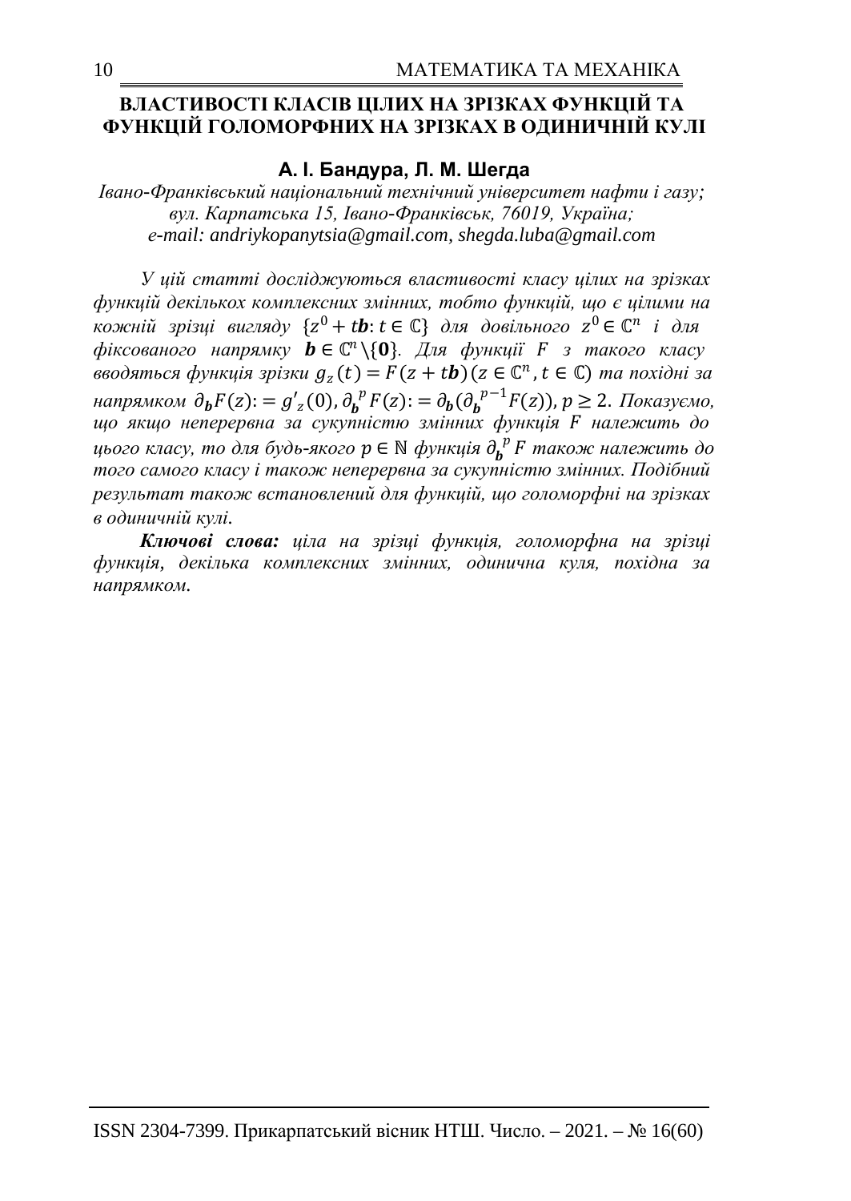# ВЛАСТИВОСТІ КЛАСІВ ЦІЛИХ НА ЗРІЗКАХ ФУНКЦІЙ ТА ФУНКЦІЙ ГОЛОМОРФНИХ НА ЗРІЗКАХ В ОДИНИЧНІЙ КУЛІ

**А. І. Бандура, Л. М. Шегда**

*Івано-Франківський національний технічний університет нафти і газу;*
*вул. Карпатська 15, Івано-Франківськ, 76019, Україна;*
*e-mail: andriykopanytsia@gmail.com, shegda.luba@gmail.com*

*У цій статті досліджуються властивості класу цілих на зрізках функцій декількох комплексних змінних, тобто функцій, що є цілими на кожній зрізці вигляду $\{z^0 + t\boldsymbol{b}: t \in \mathbb{C}\}$ для довільного $z^0 \in \mathbb{C}^n$ і для фіксованого напрямку $\boldsymbol{b} \in \mathbb{C}^n \setminus \{\mathbf{0}\}$. Для функції $F$ з такого класу вводяться функція зрізки $g_z(t) = F(z + t\boldsymbol{b})$ $(z \in \mathbb{C}^n, t \in \mathbb{C})$ та похідні за напрямком $\partial_{\boldsymbol{b}} F(z) := g'_z(0)$, $\partial_{\boldsymbol{b}}^p F(z) := \partial_{\boldsymbol{b}}(\partial_{\boldsymbol{b}}^{p-1} F(z))$, $p \geq 2$. Показуємо, що якщо неперервна за сукупністю змінних функція $F$ належить до цього класу, то для будь-якого $p \in \mathbb{N}$ функція $\partial_{\boldsymbol{b}}^p F$ також належить до того самого класу і також неперервна за сукупністю змінних. Подібний результат також встановлений для функцій, що голоморфні на зрізках в одиничній кулі.*

***Ключові слова:*** *ціла на зрізці функція, голоморфна на зрізці функція, декілька комплексних змінних, одинична куля, похідна за напрямком.*